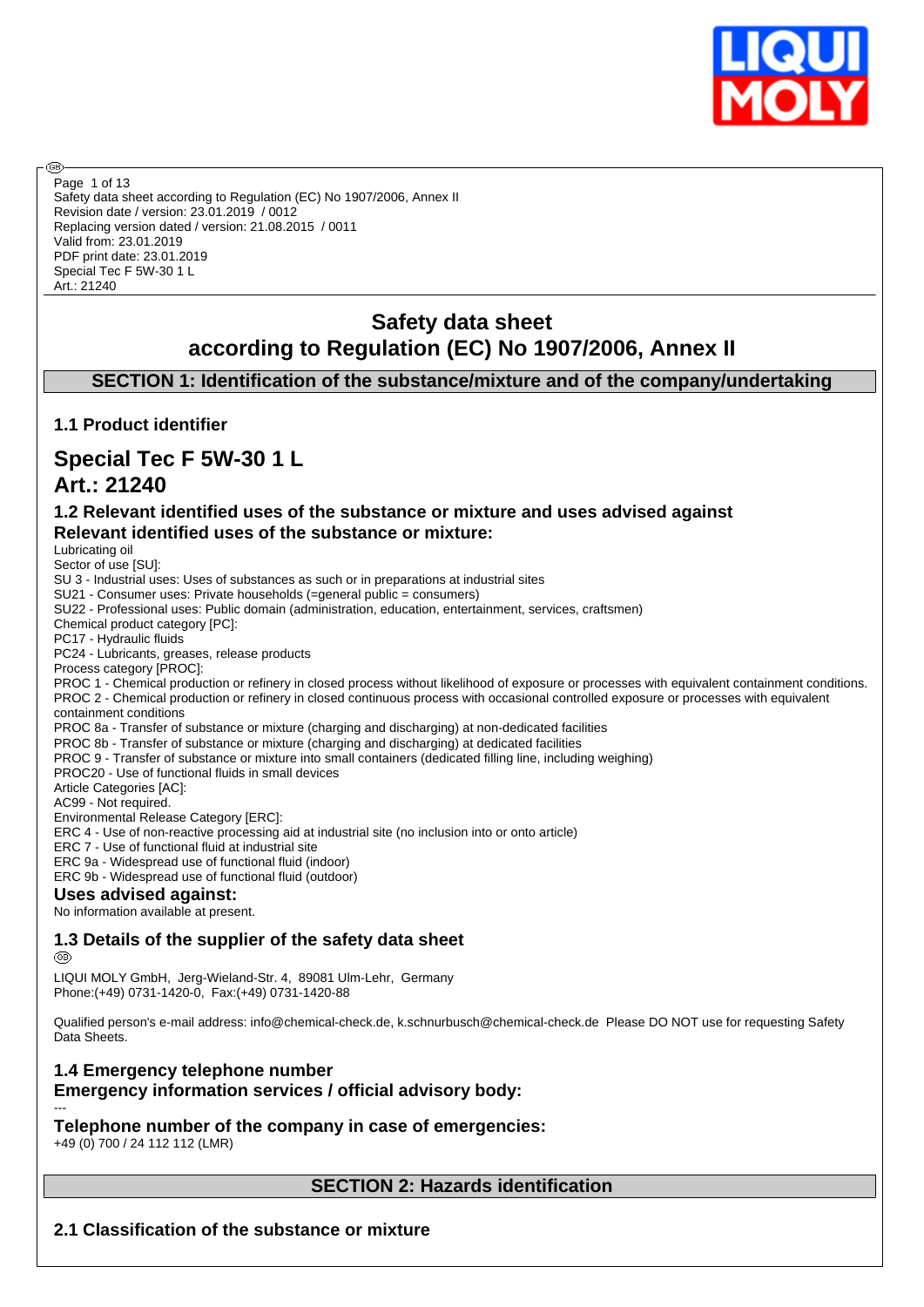Safety data sheet according to Regulation (EC) No 1907/2006, Annex II
Revision date / version: 23.01.2019 / 0012
Replacing version dated / version: 21.08.2015 / 0011
Valid from: 23.01.2019
PDF print date: 23.01.2019
Special Tec F 5W-30 1 L
Art.: 21240

# Safety data sheet
# according to Regulation (EC) No 1907/2006, Annex II

## SECTION 1: Identification of the substance/mixture and of the company/undertaking

### 1.1 Product identifier

# Special Tec F 5W-30 1 L
# Art.: 21240

### 1.2 Relevant identified uses of the substance or mixture and uses advised against
### Relevant identified uses of the substance or mixture:

Lubricating oil
Sector of use [SU]:
SU 3 - Industrial uses: Uses of substances as such or in preparations at industrial sites
SU21 - Consumer uses: Private households (=general public = consumers)
SU22 - Professional uses: Public domain (administration, education, entertainment, services, craftsmen)
Chemical product category [PC]:
PC17 - Hydraulic fluids
PC24 - Lubricants, greases, release products
Process category [PROC]:
PROC 1 - Chemical production or refinery in closed process without likelihood of exposure or processes with equivalent containment conditions.
PROC 2 - Chemical production or refinery in closed continuous process with occasional controlled exposure or processes with equivalent containment conditions
PROC 8a - Transfer of substance or mixture (charging and discharging) at non-dedicated facilities
PROC 8b - Transfer of substance or mixture (charging and discharging) at dedicated facilities
PROC 9 - Transfer of substance or mixture into small containers (dedicated filling line, including weighing)
PROC20 - Use of functional fluids in small devices
Article Categories [AC]:
AC99 - Not required.
Environmental Release Category [ERC]:
ERC 4 - Use of non-reactive processing aid at industrial site (no inclusion into or onto article)
ERC 7 - Use of functional fluid at industrial site
ERC 9a - Widespread use of functional fluid (indoor)
ERC 9b - Widespread use of functional fluid (outdoor)

### Uses advised against:

No information available at present.

### 1.3 Details of the supplier of the safety data sheet

LIQUI MOLY GmbH, Jerg-Wieland-Str. 4, 89081 Ulm-Lehr, Germany
Phone:(+49) 0731-1420-0, Fax:(+49) 0731-1420-88

Qualified person's e-mail address: info@chemical-check.de, k.schnurbusch@chemical-check.de Please DO NOT use for requesting Safety Data Sheets.

### 1.4 Emergency telephone number
### Emergency information services / official advisory body:

---

### Telephone number of the company in case of emergencies:

+49 (0) 700 / 24 112 112 (LMR)

## SECTION 2: Hazards identification

### 2.1 Classification of the substance or mixture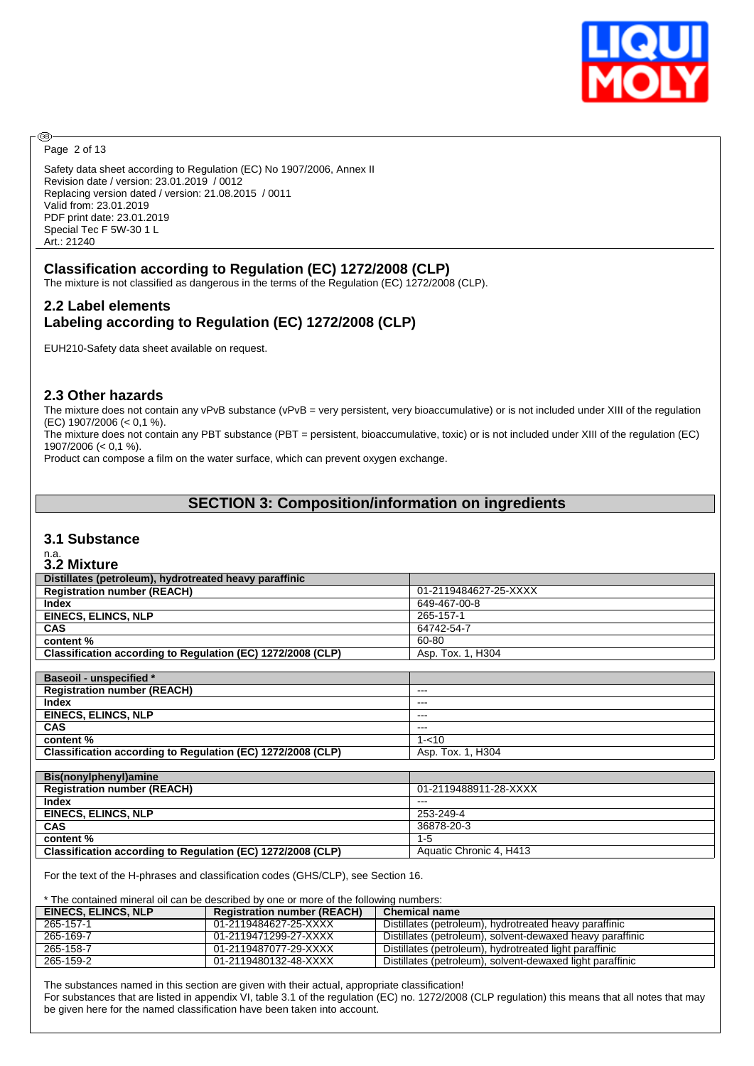Safety data sheet according to Regulation (EC) No 1907/2006, Annex II
Revision date / version: 23.01.2019 / 0012
Replacing version dated / version: 21.08.2015 / 0011
Valid from: 23.01.2019
PDF print date: 23.01.2019
Special Tec F 5W-30 1 L
Art.: 21240

### Classification according to Regulation (EC) 1272/2008 (CLP)

The mixture is not classified as dangerous in the terms of the Regulation (EC) 1272/2008 (CLP).

### 2.2 Label elements
### Labeling according to Regulation (EC) 1272/2008 (CLP)

EUH210-Safety data sheet available on request.

### 2.3 Other hazards

The mixture does not contain any vPvB substance (vPvB = very persistent, very bioaccumulative) or is not included under XIII of the regulation (EC) 1907/2006 (< 0,1 %).
The mixture does not contain any PBT substance (PBT = persistent, bioaccumulative, toxic) or is not included under XIII of the regulation (EC) 1907/2006 (< 0,1 %).
Product can compose a film on the water surface, which can prevent oxygen exchange.

## SECTION 3: Composition/information on ingredients

### 3.1 Substance

n.a.

### 3.2 Mixture

| Distillates (petroleum), hydrotreated heavy paraffinic | |
|---|---|
| Registration number (REACH) | 01-2119484627-25-XXXX |
| Index | 649-467-00-8 |
| EINECS, ELINCS, NLP | 265-157-1 |
| CAS | 64742-54-7 |
| content % | 60-80 |
| Classification according to Regulation (EC) 1272/2008 (CLP) | Asp. Tox. 1, H304 |

| Baseoil - unspecified * | |
|---|---|
| Registration number (REACH) | --- |
| Index | --- |
| EINECS, ELINCS, NLP | --- |
| CAS | --- |
| content % | 1-<10 |
| Classification according to Regulation (EC) 1272/2008 (CLP) | Asp. Tox. 1, H304 |

| Bis(nonylphenyl)amine | |
|---|---|
| Registration number (REACH) | 01-2119488911-28-XXXX |
| Index | --- |
| EINECS, ELINCS, NLP | 253-249-4 |
| CAS | 36878-20-3 |
| content % | 1-5 |
| Classification according to Regulation (EC) 1272/2008 (CLP) | Aquatic Chronic 4, H413 |

For the text of the H-phrases and classification codes (GHS/CLP), see Section 16.

* The contained mineral oil can be described by one or more of the following numbers:

| EINECS, ELINCS, NLP | Registration number (REACH) | Chemical name |
|---|---|---|
| 265-157-1 | 01-2119484627-25-XXXX | Distillates (petroleum), hydrotreated heavy paraffinic |
| 265-169-7 | 01-2119471299-27-XXXX | Distillates (petroleum), solvent-dewaxed heavy paraffinic |
| 265-158-7 | 01-2119487077-29-XXXX | Distillates (petroleum), hydrotreated light paraffinic |
| 265-159-2 | 01-2119480132-48-XXXX | Distillates (petroleum), solvent-dewaxed light paraffinic |

The substances named in this section are given with their actual, appropriate classification!
For substances that are listed in appendix VI, table 3.1 of the regulation (EC) no. 1272/2008 (CLP regulation) this means that all notes that may be given here for the named classification have been taken into account.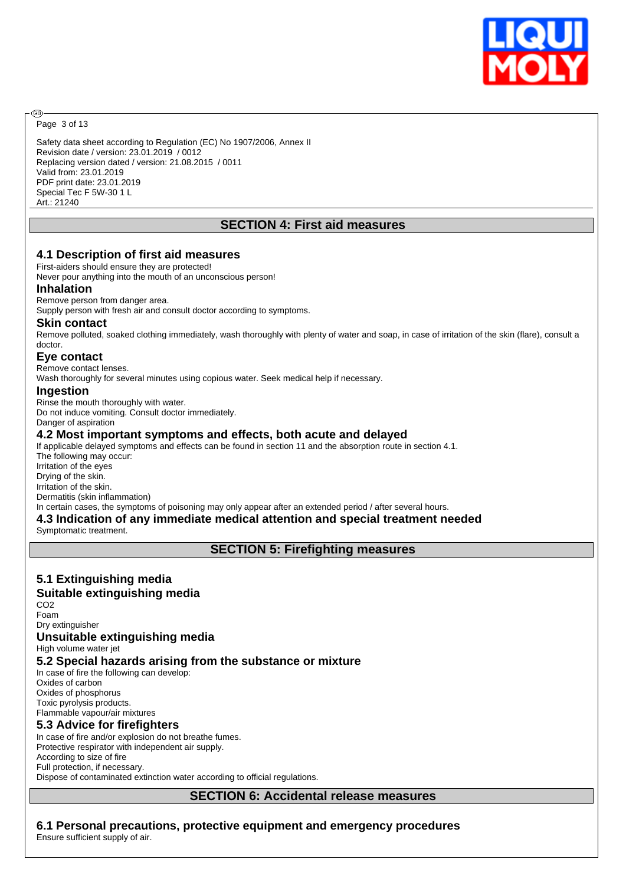Safety data sheet according to Regulation (EC) No 1907/2006, Annex II
Revision date / version: 23.01.2019 / 0012
Replacing version dated / version: 21.08.2015 / 0011
Valid from: 23.01.2019
PDF print date: 23.01.2019
Special Tec F 5W-30 1 L
Art.: 21240

## SECTION 4: First aid measures

### 4.1 Description of first aid measures

First-aiders should ensure they are protected!
Never pour anything into the mouth of an unconscious person!

#### Inhalation

Remove person from danger area.
Supply person with fresh air and consult doctor according to symptoms.

#### Skin contact

Remove polluted, soaked clothing immediately, wash thoroughly with plenty of water and soap, in case of irritation of the skin (flare), consult a doctor.

#### Eye contact

Remove contact lenses.
Wash thoroughly for several minutes using copious water. Seek medical help if necessary.

#### Ingestion

Rinse the mouth thoroughly with water.
Do not induce vomiting. Consult doctor immediately.
Danger of aspiration

### 4.2 Most important symptoms and effects, both acute and delayed

If applicable delayed symptoms and effects can be found in section 11 and the absorption route in section 4.1.
The following may occur:
Irritation of the eyes
Drying of the skin.
Irritation of the skin.
Dermatitis (skin inflammation)
In certain cases, the symptoms of poisoning may only appear after an extended period / after several hours.

### 4.3 Indication of any immediate medical attention and special treatment needed

Symptomatic treatment.

## SECTION 5: Firefighting measures

### 5.1 Extinguishing media

#### Suitable extinguishing media

$CO_2$
Foam
Dry extinguisher

#### Unsuitable extinguishing media

High volume water jet

### 5.2 Special hazards arising from the substance or mixture

In case of fire the following can develop:
Oxides of carbon
Oxides of phosphorus
Toxic pyrolysis products.
Flammable vapour/air mixtures

### 5.3 Advice for firefighters

In case of fire and/or explosion do not breathe fumes.
Protective respirator with independent air supply.
According to size of fire
Full protection, if necessary.
Dispose of contaminated extinction water according to official regulations.

## SECTION 6: Accidental release measures

### 6.1 Personal precautions, protective equipment and emergency procedures

Ensure sufficient supply of air.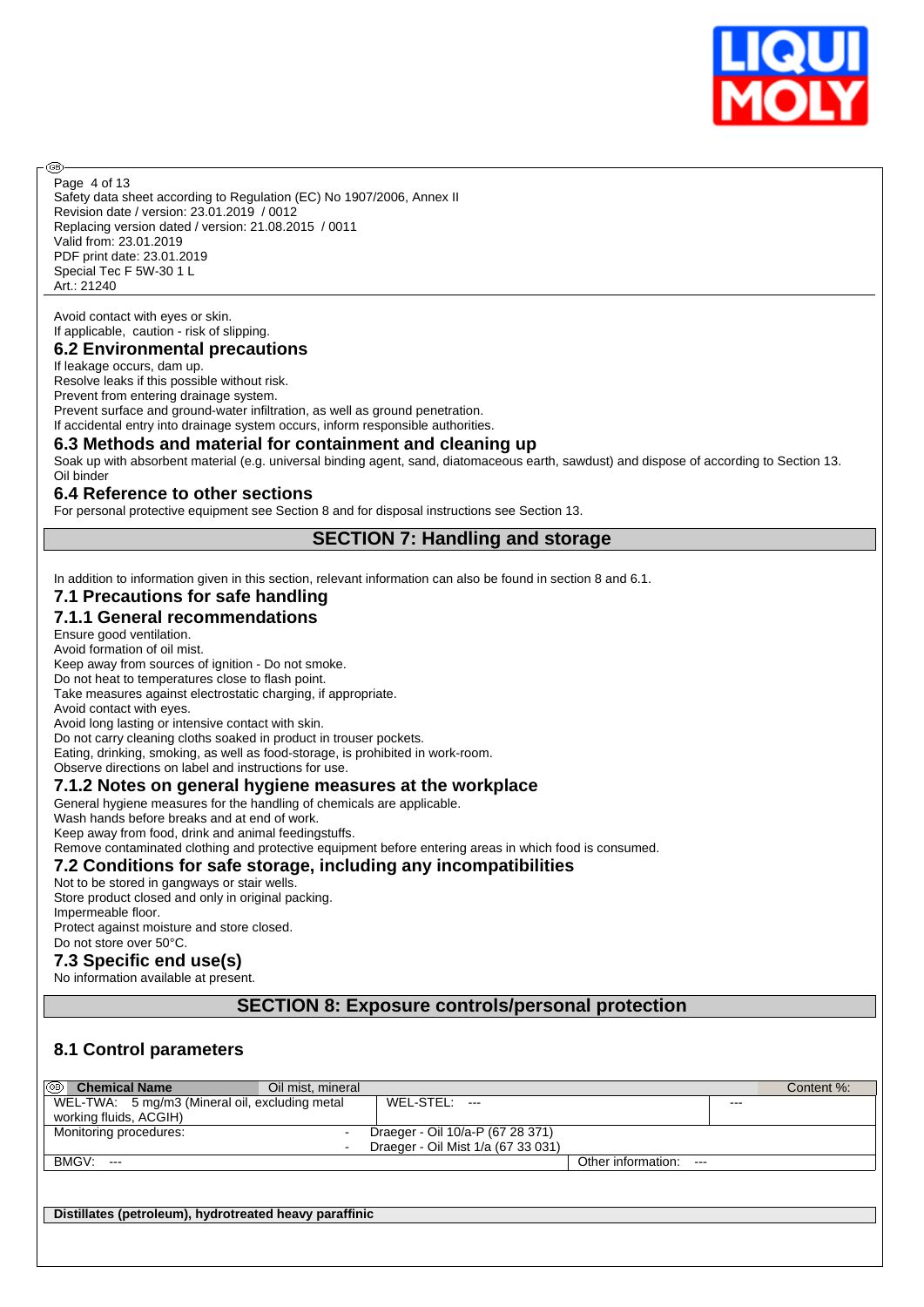Avoid contact with eyes or skin.
If applicable, caution - risk of slipping.

### 6.2 Environmental precautions

If leakage occurs, dam up.
Resolve leaks if this possible without risk.
Prevent from entering drainage system.
Prevent surface and ground-water infiltration, as well as ground penetration.
If accidental entry into drainage system occurs, inform responsible authorities.

### 6.3 Methods and material for containment and cleaning up

Soak up with absorbent material (e.g. universal binding agent, sand, diatomaceous earth, sawdust) and dispose of according to Section 13.
Oil binder

### 6.4 Reference to other sections

For personal protective equipment see Section 8 and for disposal instructions see Section 13.

## SECTION 7: Handling and storage

In addition to information given in this section, relevant information can also be found in section 8 and 6.1.

### 7.1 Precautions for safe handling

### 7.1.1 General recommendations

Ensure good ventilation.
Avoid formation of oil mist.
Keep away from sources of ignition - Do not smoke.
Do not heat to temperatures close to flash point.
Take measures against electrostatic charging, if appropriate.
Avoid contact with eyes.
Avoid long lasting or intensive contact with skin.
Do not carry cleaning cloths soaked in product in trouser pockets.
Eating, drinking, smoking, as well as food-storage, is prohibited in work-room.
Observe directions on label and instructions for use.

### 7.1.2 Notes on general hygiene measures at the workplace

General hygiene measures for the handling of chemicals are applicable.
Wash hands before breaks and at end of work.
Keep away from food, drink and animal feedingstuffs.
Remove contaminated clothing and protective equipment before entering areas in which food is consumed.

### 7.2 Conditions for safe storage, including any incompatibilities

Not to be stored in gangways or stair wells.
Store product closed and only in original packing.
Impermeable floor.
Protect against moisture and store closed.
Do not store over 50°C.

### 7.3 Specific end use(s)

No information available at present.

## SECTION 8: Exposure controls/personal protection

### 8.1 Control parameters

| Chemical Name | Oil mist, mineral | | Content %: |
|---|---|---|---|
| WEL-TWA: 5 mg/m3 (Mineral oil, excluding metal working fluids, ACGIH) | WEL-STEL: --- | | --- |
| Monitoring procedures: | - Draeger - Oil 10/a-P (67 28 371)<br>- Draeger - Oil Mist 1/a (67 33 031) | | |
| BMGV: --- | | Other information: --- | |

**Distillates (petroleum), hydrotreated heavy paraffinic**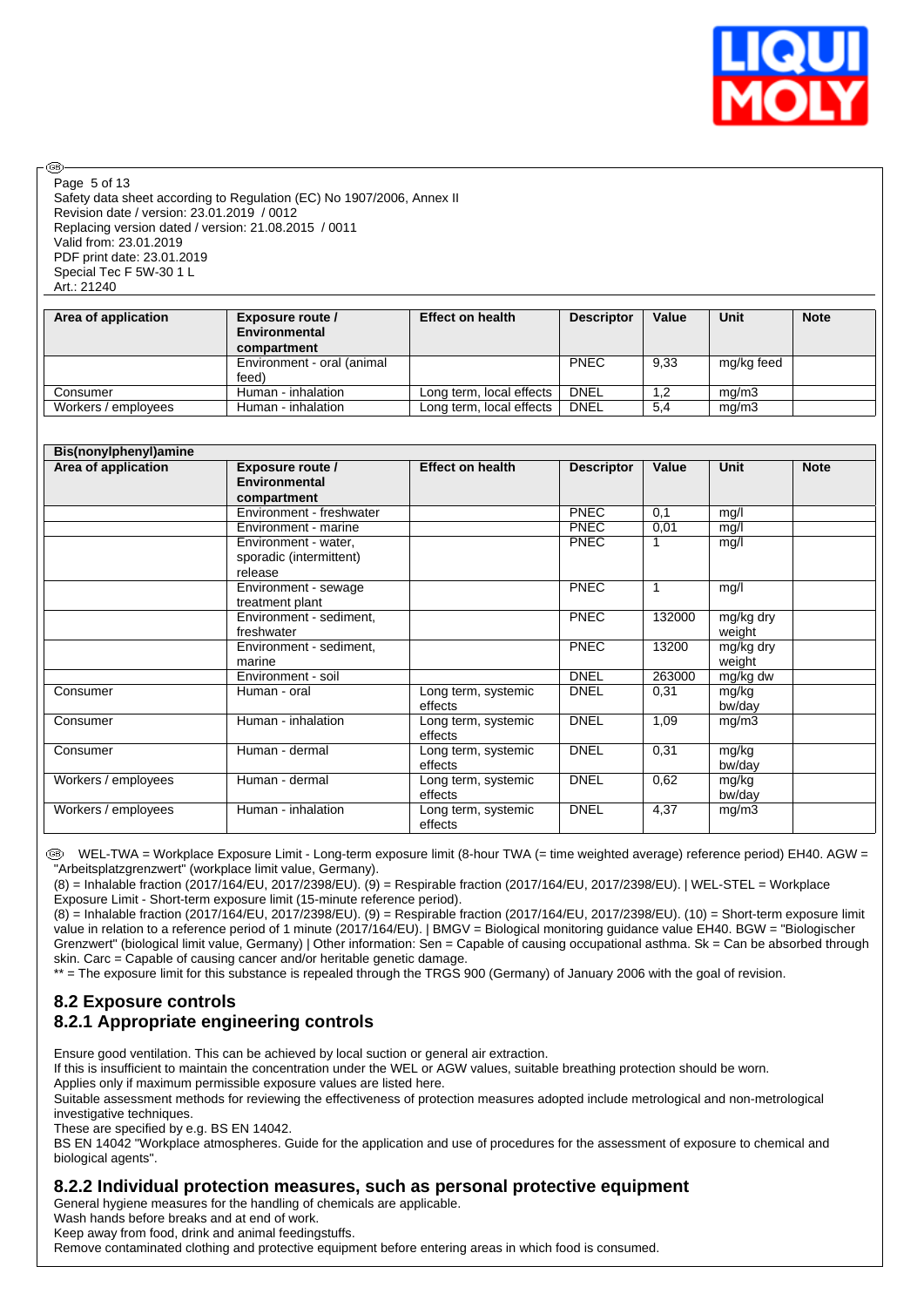| Area of application | Exposure route / Environmental compartment | Effect on health | Descriptor | Value | Unit | Note |
|---|---|---|---|---|---|---|
| | Environment - oral (animal feed) | | PNEC | 9,33 | mg/kg feed | |
| Consumer | Human - inhalation | Long term, local effects | DNEL | 1,2 | mg/m3 | |
| Workers / employees | Human - inhalation | Long term, local effects | DNEL | 5,4 | mg/m3 | |

| Bis(nonylphenyl)amine | | | | | | |
|---|---|---|---|---|---|---|
| **Area of application** | **Exposure route / Environmental compartment** | **Effect on health** | **Descriptor** | **Value** | **Unit** | **Note** |
| | Environment - freshwater | | PNEC | 0,1 | mg/l | |
| | Environment - marine | | PNEC | 0,01 | mg/l | |
| | Environment - water, sporadic (intermittent) release | | PNEC | 1 | mg/l | |
| | Environment - sewage treatment plant | | PNEC | 1 | mg/l | |
| | Environment - sediment, freshwater | | PNEC | 132000 | mg/kg dry weight | |
| | Environment - sediment, marine | | PNEC | 13200 | mg/kg dry weight | |
| | Environment - soil | | DNEL | 263000 | mg/kg dw | |
| Consumer | Human - oral | Long term, systemic effects | DNEL | 0,31 | mg/kg bw/day | |
| Consumer | Human - inhalation | Long term, systemic effects | DNEL | 1,09 | mg/m3 | |
| Consumer | Human - dermal | Long term, systemic effects | DNEL | 0,31 | mg/kg bw/day | |
| Workers / employees | Human - dermal | Long term, systemic effects | DNEL | 0,62 | mg/kg bw/day | |
| Workers / employees | Human - inhalation | Long term, systemic effects | DNEL | 4,37 | mg/m3 | |

WEL-TWA = Workplace Exposure Limit - Long-term exposure limit (8-hour TWA (= time weighted average) reference period) EH40. AGW = "Arbeitsplatzgrenzwert" (workplace limit value, Germany).
(8) = Inhalable fraction (2017/164/EU, 2017/2398/EU). (9) = Respirable fraction (2017/164/EU, 2017/2398/EU). | WEL-STEL = Workplace Exposure Limit - Short-term exposure limit (15-minute reference period).
(8) = Inhalable fraction (2017/164/EU, 2017/2398/EU). (9) = Respirable fraction (2017/164/EU, 2017/2398/EU). (10) = Short-term exposure limit value in relation to a reference period of 1 minute (2017/164/EU). | BMGV = Biological monitoring guidance value EH40. BGW = "Biologischer Grenzwert" (biological limit value, Germany) | Other information: Sen = Capable of causing occupational asthma. Sk = Can be absorbed through skin. Carc = Capable of causing cancer and/or heritable genetic damage.
** = The exposure limit for this substance is repealed through the TRGS 900 (Germany) of January 2006 with the goal of revision.

## 8.2 Exposure controls
## 8.2.1 Appropriate engineering controls

Ensure good ventilation. This can be achieved by local suction or general air extraction.
If this is insufficient to maintain the concentration under the WEL or AGW values, suitable breathing protection should be worn.
Applies only if maximum permissible exposure values are listed here.
Suitable assessment methods for reviewing the effectiveness of protection measures adopted include metrological and non-metrological investigative techniques.
These are specified by e.g. BS EN 14042.
BS EN 14042 "Workplace atmospheres. Guide for the application and use of procedures for the assessment of exposure to chemical and biological agents".

## 8.2.2 Individual protection measures, such as personal protective equipment

General hygiene measures for the handling of chemicals are applicable.
Wash hands before breaks and at end of work.
Keep away from food, drink and animal feedingstuffs.
Remove contaminated clothing and protective equipment before entering areas in which food is consumed.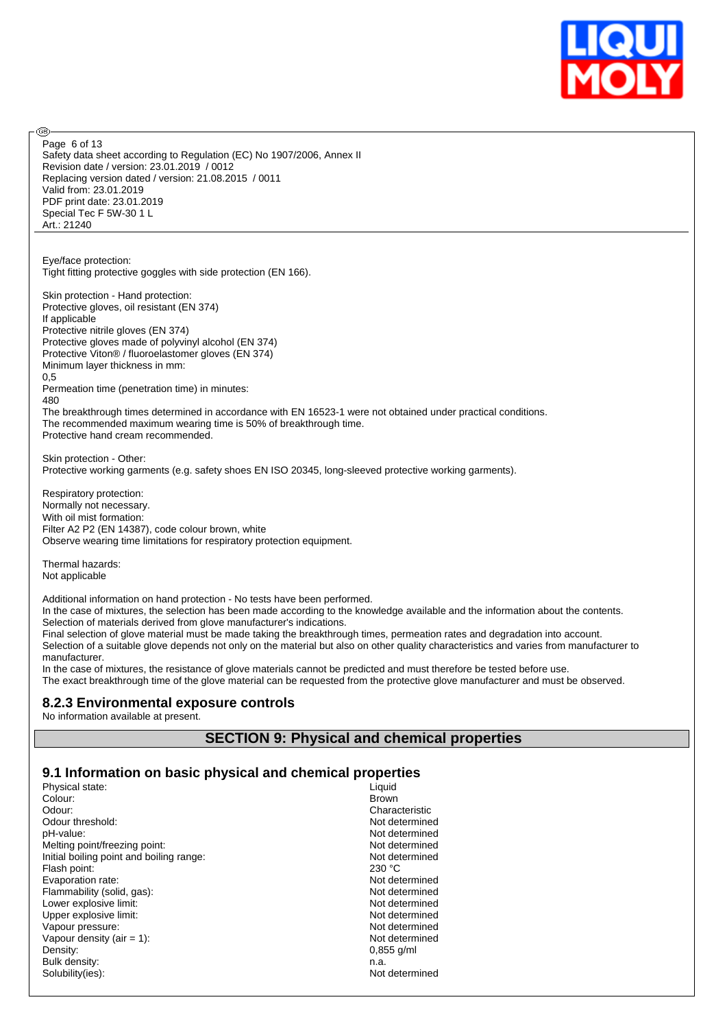Eye/face protection:
Tight fitting protective goggles with side protection (EN 166).

Skin protection - Hand protection:
Protective gloves, oil resistant (EN 374)
If applicable
Protective nitrile gloves (EN 374)
Protective gloves made of polyvinyl alcohol (EN 374)
Protective Viton® / fluoroelastomer gloves (EN 374)
Minimum layer thickness in mm:
0,5
Permeation time (penetration time) in minutes:
480
The breakthrough times determined in accordance with EN 16523-1 were not obtained under practical conditions.
The recommended maximum wearing time is 50% of breakthrough time.
Protective hand cream recommended.

Skin protection - Other:
Protective working garments (e.g. safety shoes EN ISO 20345, long-sleeved protective working garments).

Respiratory protection:
Normally not necessary.
With oil mist formation:
Filter A2 P2 (EN 14387), code colour brown, white
Observe wearing time limitations for respiratory protection equipment.

Thermal hazards:
Not applicable

Additional information on hand protection - No tests have been performed.
In the case of mixtures, the selection has been made according to the knowledge available and the information about the contents.
Selection of materials derived from glove manufacturer's indications.
Final selection of glove material must be made taking the breakthrough times, permeation rates and degradation into account.
Selection of a suitable glove depends not only on the material but also on other quality characteristics and varies from manufacturer to manufacturer.
In the case of mixtures, the resistance of glove materials cannot be predicted and must therefore be tested before use.
The exact breakthrough time of the glove material can be requested from the protective glove manufacturer and must be observed.

### 8.2.3 Environmental exposure controls

No information available at present.

## SECTION 9: Physical and chemical properties

### 9.1 Information on basic physical and chemical properties

| Property | Value |
|---|---|
| Physical state: | Liquid |
| Colour: | Brown |
| Odour: | Characteristic |
| Odour threshold: | Not determined |
| pH-value: | Not determined |
| Melting point/freezing point: | Not determined |
| Initial boiling point and boiling range: | Not determined |
| Flash point: | 230 °C |
| Evaporation rate: | Not determined |
| Flammability (solid, gas): | Not determined |
| Lower explosive limit: | Not determined |
| Upper explosive limit: | Not determined |
| Vapour pressure: | Not determined |
| Vapour density (air = 1): | Not determined |
| Density: | 0,855 g/ml |
| Bulk density: | n.a. |
| Solubility(ies): | Not determined |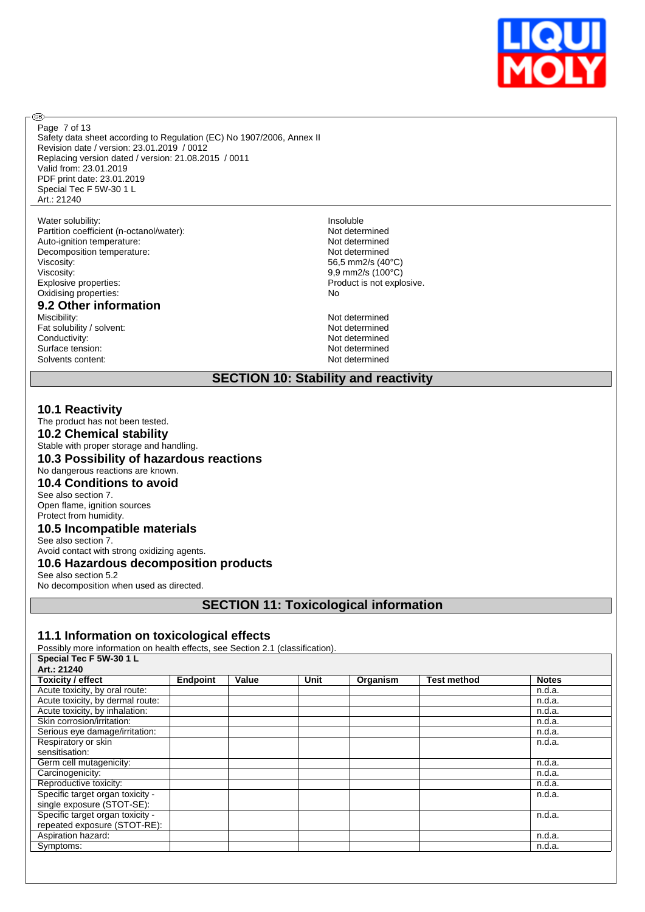| | |
|---|---|
| Water solubility: | Insoluble |
| Partition coefficient (n-octanol/water): | Not determined |
| Auto-ignition temperature: | Not determined |
| Decomposition temperature: | Not determined |
| Viscosity: | 56,5 mm2/s (40°C) |
| Viscosity: | 9,9 mm2/s (100°C) |
| Explosive properties: | Product is not explosive. |
| Oxidising properties: | No |

### 9.2 Other information

| | |
|---|---|
| Miscibility: | Not determined |
| Fat solubility / solvent: | Not determined |
| Conductivity: | Not determined |
| Surface tension: | Not determined |
| Solvents content: | Not determined |

## SECTION 10: Stability and reactivity

### 10.1 Reactivity

The product has not been tested.

### 10.2 Chemical stability

Stable with proper storage and handling.

### 10.3 Possibility of hazardous reactions

No dangerous reactions are known.

### 10.4 Conditions to avoid

See also section 7.
Open flame, ignition sources
Protect from humidity.

### 10.5 Incompatible materials

See also section 7.
Avoid contact with strong oxidizing agents.

### 10.6 Hazardous decomposition products

See also section 5.2
No decomposition when used as directed.

## SECTION 11: Toxicological information

### 11.1 Information on toxicological effects

Possibly more information on health effects, see Section 2.1 (classification).

**Special Tec F 5W-30 1 L**
**Art.: 21240**

| Toxicity / effect | Endpoint | Value | Unit | Organism | Test method | Notes |
|---|---|---|---|---|---|---|
| Acute toxicity, by oral route: | | | | | | n.d.a. |
| Acute toxicity, by dermal route: | | | | | | n.d.a. |
| Acute toxicity, by inhalation: | | | | | | n.d.a. |
| Skin corrosion/irritation: | | | | | | n.d.a. |
| Serious eye damage/irritation: | | | | | | n.d.a. |
| Respiratory or skin sensitisation: | | | | | | n.d.a. |
| Germ cell mutagenicity: | | | | | | n.d.a. |
| Carcinogenicity: | | | | | | n.d.a. |
| Reproductive toxicity: | | | | | | n.d.a. |
| Specific target organ toxicity - single exposure (STOT-SE): | | | | | | n.d.a. |
| Specific target organ toxicity - repeated exposure (STOT-RE): | | | | | | n.d.a. |
| Aspiration hazard: | | | | | | n.d.a. |
| Symptoms: | | | | | | n.d.a. |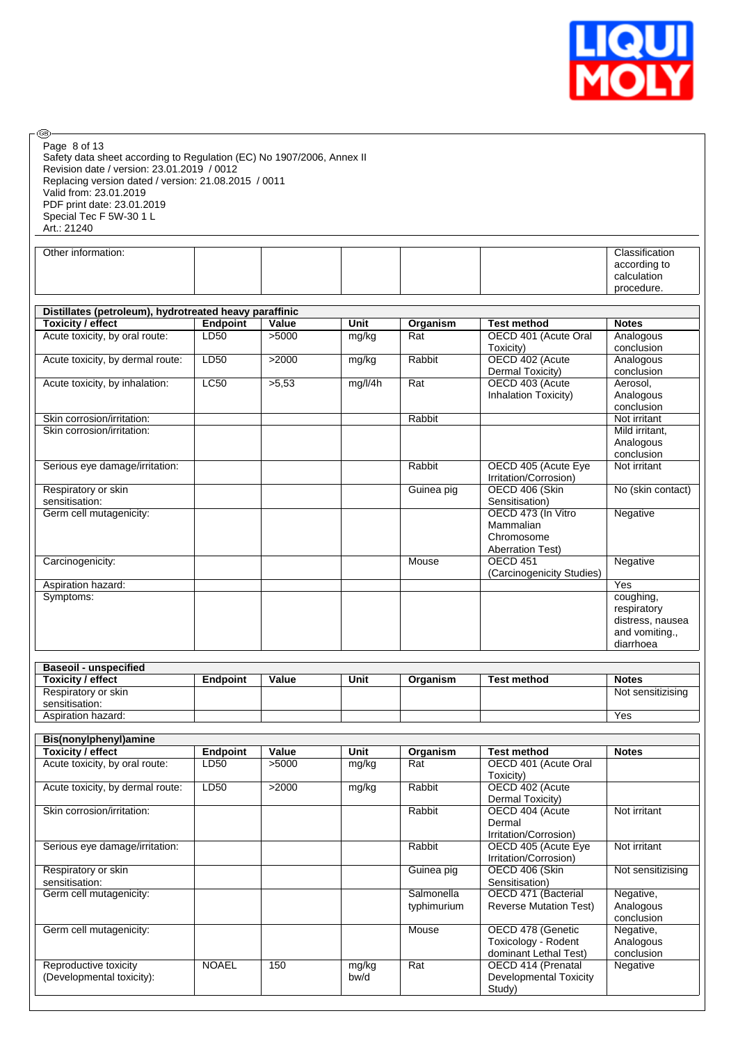| Other information: | | | | | | Classification according to calculation procedure. |
|---|---|---|---|---|---|---|

| Distillates (petroleum), hydrotreated heavy paraffinic | | | | | | |
|---|---|---|---|---|---|---|
| **Toxicity / effect** | **Endpoint** | **Value** | **Unit** | **Organism** | **Test method** | **Notes** |
| Acute toxicity, by oral route: | LD50 | >5000 | mg/kg | Rat | OECD 401 (Acute Oral Toxicity) | Analogous conclusion |
| Acute toxicity, by dermal route: | LD50 | >2000 | mg/kg | Rabbit | OECD 402 (Acute Dermal Toxicity) | Analogous conclusion |
| Acute toxicity, by inhalation: | LC50 | >5,53 | mg/l/4h | Rat | OECD 403 (Acute Inhalation Toxicity) | Aerosol, Analogous conclusion |
| Skin corrosion/irritation: | | | | Rabbit | | Not irritant |
| Skin corrosion/irritation: | | | | | | Mild irritant, Analogous conclusion |
| Serious eye damage/irritation: | | | | Rabbit | OECD 405 (Acute Eye Irritation/Corrosion) | Not irritant |
| Respiratory or skin sensitisation: | | | | Guinea pig | OECD 406 (Skin Sensitisation) | No (skin contact) |
| Germ cell mutagenicity: | | | | | OECD 473 (In Vitro Mammalian Chromosome Aberration Test) | Negative |
| Carcinogenicity: | | | | Mouse | OECD 451 (Carcinogenicity Studies) | Negative |
| Aspiration hazard: | | | | | | Yes |
| Symptoms: | | | | | | coughing, respiratory distress, nausea and vomiting., diarrhoea |

| Baseoil - unspecified | | | | | | |
|---|---|---|---|---|---|---|
| **Toxicity / effect** | **Endpoint** | **Value** | **Unit** | **Organism** | **Test method** | **Notes** |
| Respiratory or skin sensitisation: | | | | | | Not sensitizising |
| Aspiration hazard: | | | | | | Yes |

| Bis(nonylphenyl)amine | | | | | | |
|---|---|---|---|---|---|---|
| **Toxicity / effect** | **Endpoint** | **Value** | **Unit** | **Organism** | **Test method** | **Notes** |
| Acute toxicity, by oral route: | LD50 | >5000 | mg/kg | Rat | OECD 401 (Acute Oral Toxicity) | |
| Acute toxicity, by dermal route: | LD50 | >2000 | mg/kg | Rabbit | OECD 402 (Acute Dermal Toxicity) | |
| Skin corrosion/irritation: | | | | Rabbit | OECD 404 (Acute Dermal Irritation/Corrosion) | Not irritant |
| Serious eye damage/irritation: | | | | Rabbit | OECD 405 (Acute Eye Irritation/Corrosion) | Not irritant |
| Respiratory or skin sensitisation: | | | | Guinea pig | OECD 406 (Skin Sensitisation) | Not sensitizising |
| Germ cell mutagenicity: | | | | Salmonella typhimurium | OECD 471 (Bacterial Reverse Mutation Test) | Negative, Analogous conclusion |
| Germ cell mutagenicity: | | | | Mouse | OECD 478 (Genetic Toxicology - Rodent dominant Lethal Test) | Negative, Analogous conclusion |
| Reproductive toxicity (Developmental toxicity): | NOAEL | 150 | mg/kg bw/d | Rat | OECD 414 (Prenatal Developmental Toxicity Study) | Negative |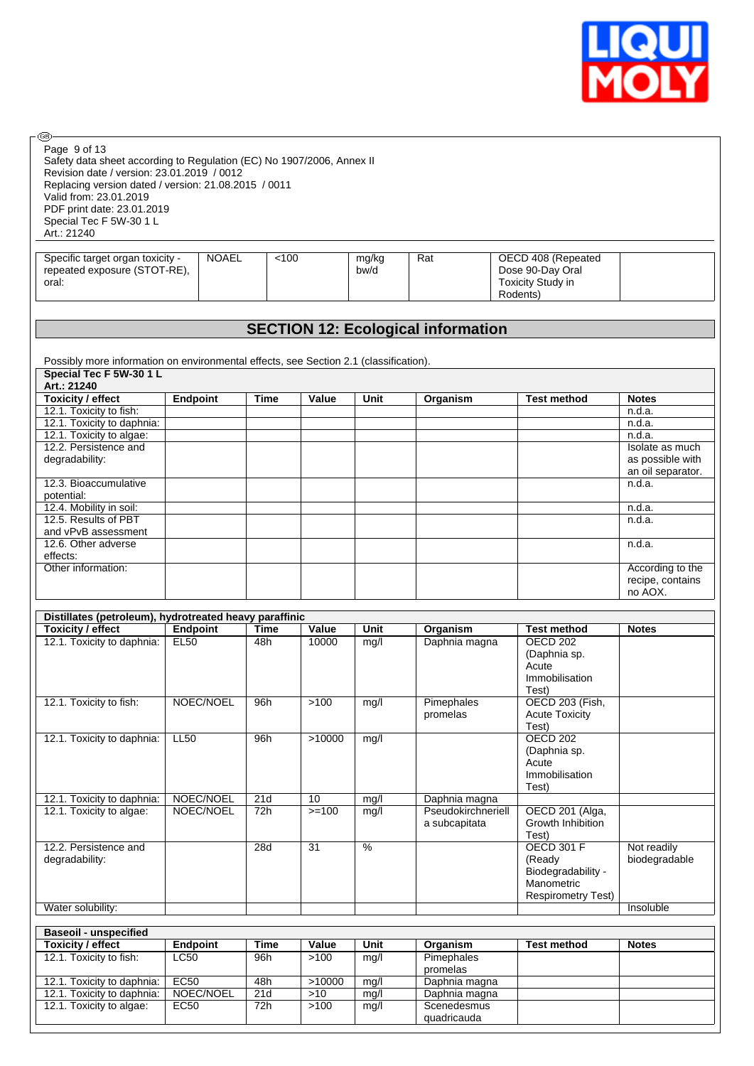| Specific target organ toxicity - repeated exposure (STOT-RE), oral: | NOAEL | <100 | mg/kg bw/d | Rat | OECD 408 (Repeated Dose 90-Day Oral Toxicity Study in Rodents) | |
|---|---|---|---|---|---|---|

## SECTION 12: Ecological information

Possibly more information on environmental effects, see Section 2.1 (classification).

| **Special Tec F 5W-30 1 L**<br>**Art.: 21240** | | | | | | | |
|---|---|---|---|---|---|---|---|
| **Toxicity / effect** | **Endpoint** | **Time** | **Value** | **Unit** | **Organism** | **Test method** | **Notes** |
| 12.1. Toxicity to fish: | | | | | | | n.d.a. |
| 12.1. Toxicity to daphnia: | | | | | | | n.d.a. |
| 12.1. Toxicity to algae: | | | | | | | n.d.a. |
| 12.2. Persistence and degradability: | | | | | | | Isolate as much as possible with an oil separator. |
| 12.3. Bioaccumulative potential: | | | | | | | n.d.a. |
| 12.4. Mobility in soil: | | | | | | | n.d.a. |
| 12.5. Results of PBT and vPvB assessment | | | | | | | n.d.a. |
| 12.6. Other adverse effects: | | | | | | | n.d.a. |
| Other information: | | | | | | | According to the recipe, contains no AOX. |

| **Distillates (petroleum), hydrotreated heavy paraffinic** | | | | | | | |
|---|---|---|---|---|---|---|---|
| **Toxicity / effect** | **Endpoint** | **Time** | **Value** | **Unit** | **Organism** | **Test method** | **Notes** |
| 12.1. Toxicity to daphnia: | EL50 | 48h | 10000 | mg/l | Daphnia magna | OECD 202 (Daphnia sp. Acute Immobilisation Test) | |
| 12.1. Toxicity to fish: | NOEC/NOEL | 96h | >100 | mg/l | Pimephales promelas | OECD 203 (Fish, Acute Toxicity Test) | |
| 12.1. Toxicity to daphnia: | LL50 | 96h | >10000 | mg/l | | OECD 202 (Daphnia sp. Acute Immobilisation Test) | |
| 12.1. Toxicity to daphnia: | NOEC/NOEL | 21d | 10 | mg/l | Daphnia magna | | |
| 12.1. Toxicity to algae: | NOEC/NOEL | 72h | >=100 | mg/l | Pseudokirchneriella subcapitata | OECD 201 (Alga, Growth Inhibition Test) | |
| 12.2. Persistence and degradability: | | 28d | 31 | % | | OECD 301 F (Ready Biodegradability - Manometric Respirometry Test) | Not readily biodegradable |
| Water solubility: | | | | | | | Insoluble |

| **Baseoil - unspecified** | | | | | | | |
|---|---|---|---|---|---|---|---|
| **Toxicity / effect** | **Endpoint** | **Time** | **Value** | **Unit** | **Organism** | **Test method** | **Notes** |
| 12.1. Toxicity to fish: | LC50 | 96h | >100 | mg/l | Pimephales promelas | | |
| 12.1. Toxicity to daphnia: | EC50 | 48h | >10000 | mg/l | Daphnia magna | | |
| 12.1. Toxicity to daphnia: | NOEC/NOEL | 21d | >10 | mg/l | Daphnia magna | | |
| 12.1. Toxicity to algae: | EC50 | 72h | >100 | mg/l | Scenedesmus quadricauda | | |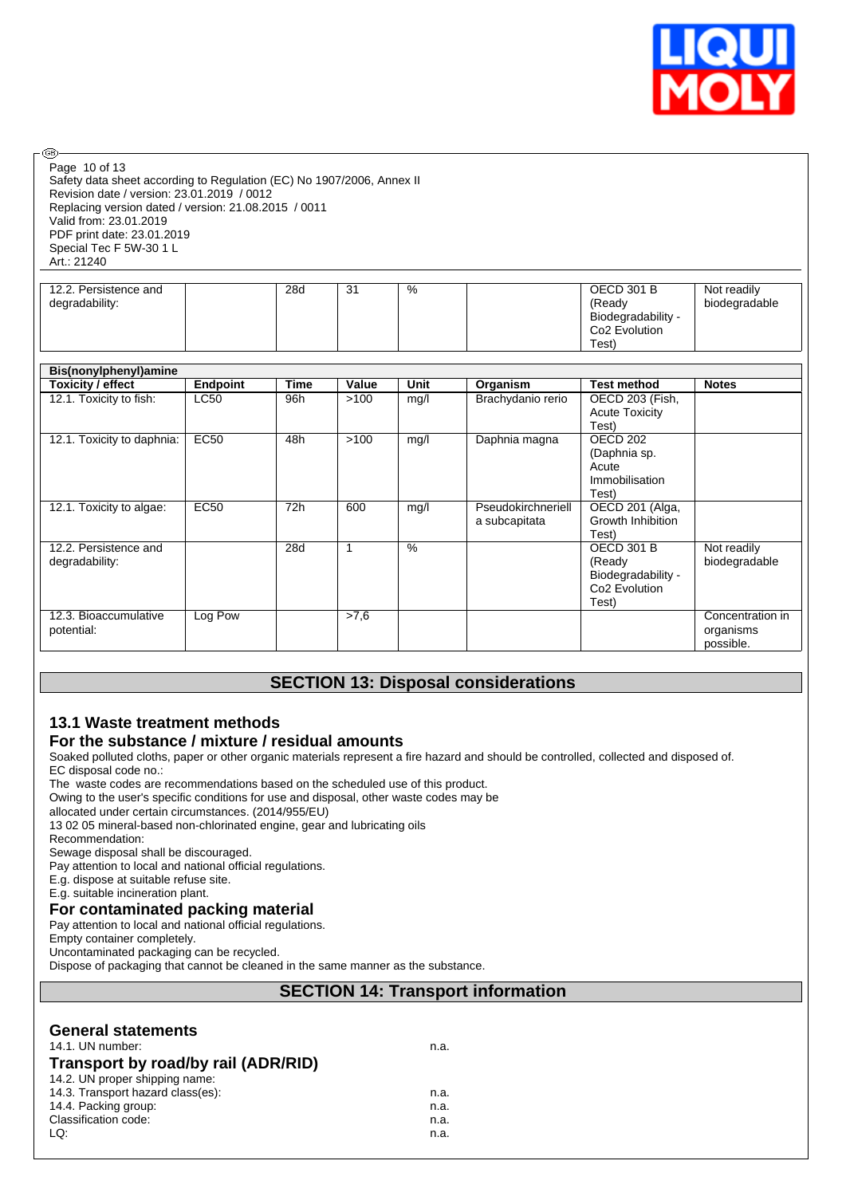| | | | | | | | |
|---|---|---|---|---|---|---|---|
| 12.2. Persistence and degradability: | | 28d | 31 | % | | OECD 301 B (Ready Biodegradability - Co2 Evolution Test) | Not readily biodegradable |

| Bis(nonylphenyl)amine | | | | | | | |
|---|---|---|---|---|---|---|---|
| **Toxicity / effect** | **Endpoint** | **Time** | **Value** | **Unit** | **Organism** | **Test method** | **Notes** |
| 12.1. Toxicity to fish: | LC50 | 96h | >100 | mg/l | Brachydanio rerio | OECD 203 (Fish, Acute Toxicity Test) | |
| 12.1. Toxicity to daphnia: | EC50 | 48h | >100 | mg/l | Daphnia magna | OECD 202 (Daphnia sp. Acute Immobilisation Test) | |
| 12.1. Toxicity to algae: | EC50 | 72h | 600 | mg/l | Pseudokirchneriella subcapitata | OECD 201 (Alga, Growth Inhibition Test) | |
| 12.2. Persistence and degradability: | | 28d | 1 | % | | OECD 301 B (Ready Biodegradability - Co2 Evolution Test) | Not readily biodegradable |
| 12.3. Bioaccumulative potential: | Log Pow | | >7,6 | | | | Concentration in organisms possible. |

## SECTION 13: Disposal considerations

### 13.1 Waste treatment methods

### For the substance / mixture / residual amounts

Soaked polluted cloths, paper or other organic materials represent a fire hazard and should be controlled, collected and disposed of.
EC disposal code no.:
The waste codes are recommendations based on the scheduled use of this product.
Owing to the user's specific conditions for use and disposal, other waste codes may be allocated under certain circumstances. (2014/955/EU)
13 02 05 mineral-based non-chlorinated engine, gear and lubricating oils
Recommendation:
Sewage disposal shall be discouraged.
Pay attention to local and national official regulations.
E.g. dispose at suitable refuse site.
E.g. suitable incineration plant.

### For contaminated packing material

Pay attention to local and national official regulations.
Empty container completely.
Uncontaminated packaging can be recycled.
Dispose of packaging that cannot be cleaned in the same manner as the substance.

## SECTION 14: Transport information

### General statements

14.1. UN number: n.a.

### Transport by road/by rail (ADR/RID)

14.2. UN proper shipping name:
14.3. Transport hazard class(es): n.a.
14.4. Packing group: n.a.
Classification code: n.a.
LQ: n.a.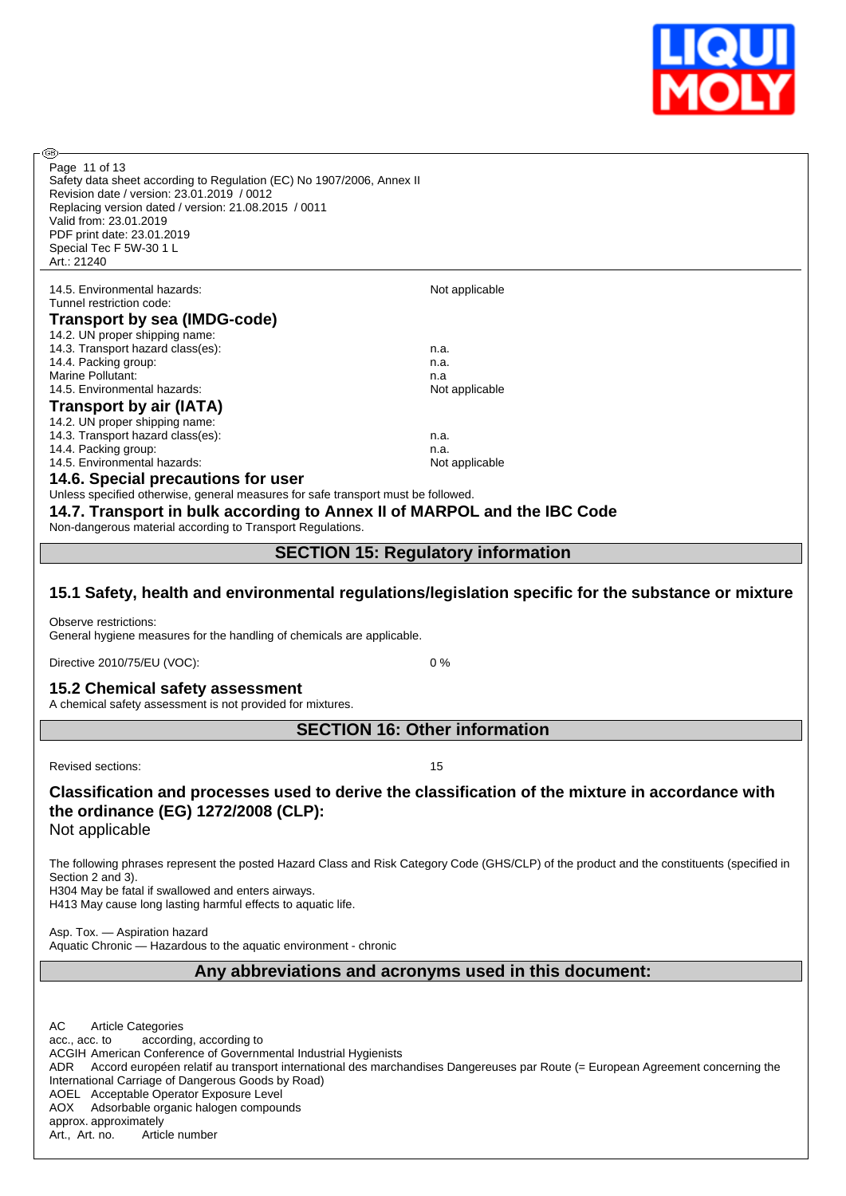| | |
|---|---|
| 14.5. Environmental hazards: | Not applicable |
| Tunnel restriction code: | |

### Transport by sea (IMDG-code)

| | |
|---|---|
| 14.2. UN proper shipping name: | |
| 14.3. Transport hazard class(es): | n.a. |
| 14.4. Packing group: | n.a. |
| Marine Pollutant: | n.a |
| 14.5. Environmental hazards: | Not applicable |

### Transport by air (IATA)

| | |
|---|---|
| 14.2. UN proper shipping name: | |
| 14.3. Transport hazard class(es): | n.a. |
| 14.4. Packing group: | n.a. |
| 14.5. Environmental hazards: | Not applicable |

### 14.6. Special precautions for user

Unless specified otherwise, general measures for safe transport must be followed.

### 14.7. Transport in bulk according to Annex II of MARPOL and the IBC Code

Non-dangerous material according to Transport Regulations.

## SECTION 15: Regulatory information

### 15.1 Safety, health and environmental regulations/legislation specific for the substance or mixture

Observe restrictions:
General hygiene measures for the handling of chemicals are applicable.

Directive 2010/75/EU (VOC): 0 %

### 15.2 Chemical safety assessment

A chemical safety assessment is not provided for mixtures.

## SECTION 16: Other information

Revised sections: 15

### Classification and processes used to derive the classification of the mixture in accordance with the ordinance (EG) 1272/2008 (CLP):

Not applicable

The following phrases represent the posted Hazard Class and Risk Category Code (GHS/CLP) of the product and the constituents (specified in Section 2 and 3).
H304 May be fatal if swallowed and enters airways.
H413 May cause long lasting harmful effects to aquatic life.

Asp. Tox. — Aspiration hazard
Aquatic Chronic — Hazardous to the aquatic environment - chronic

## Any abbreviations and acronyms used in this document:

AC Article Categories
acc., acc. to according, according to
ACGIH American Conference of Governmental Industrial Hygienists
ADR Accord européen relatif au transport international des marchandises Dangereuses par Route (= European Agreement concerning the International Carriage of Dangerous Goods by Road)
AOEL Acceptable Operator Exposure Level
AOX Adsorbable organic halogen compounds
approx. approximately
Art., Art. no. Article number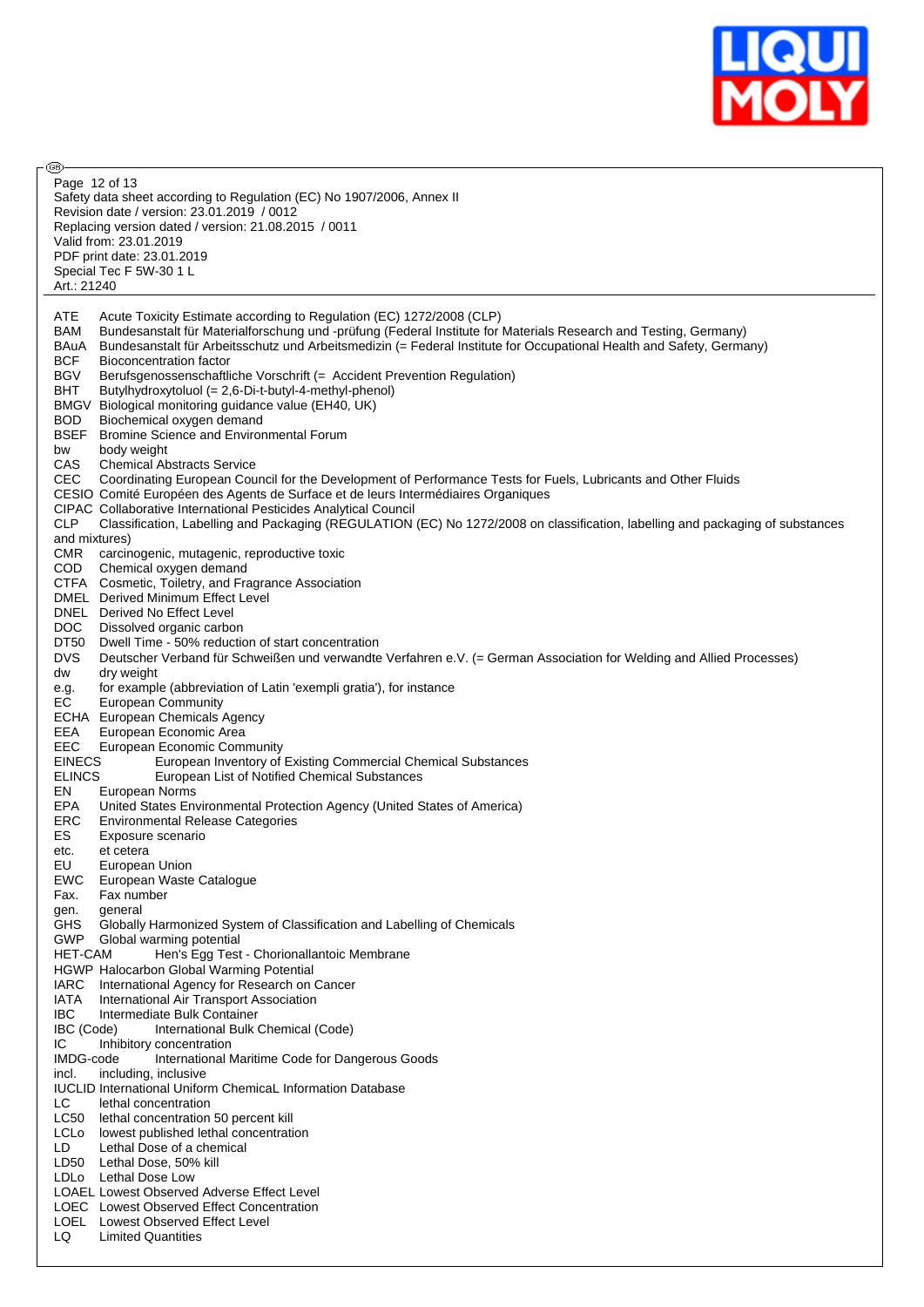ATE Acute Toxicity Estimate according to Regulation (EC) 1272/2008 (CLP)
BAM Bundesanstalt für Materialforschung und -prüfung (Federal Institute for Materials Research and Testing, Germany)
BAuA Bundesanstalt für Arbeitsschutz und Arbeitsmedizin (= Federal Institute for Occupational Health and Safety, Germany)
BCF Bioconcentration factor
BGV Berufsgenossenschaftliche Vorschrift (= Accident Prevention Regulation)
BHT Butylhydroxytoluol (= 2,6-Di-t-butyl-4-methyl-phenol)
BMGV Biological monitoring guidance value (EH40, UK)
BOD Biochemical oxygen demand
BSEF Bromine Science and Environmental Forum
bw body weight
CAS Chemical Abstracts Service
CEC Coordinating European Council for the Development of Performance Tests for Fuels, Lubricants and Other Fluids
CESIO Comité Européen des Agents de Surface et de leurs Intermédiaires Organiques
CIPAC Collaborative International Pesticides Analytical Council
CLP Classification, Labelling and Packaging (REGULATION (EC) No 1272/2008 on classification, labelling and packaging of substances and mixtures)
CMR carcinogenic, mutagenic, reproductive toxic
COD Chemical oxygen demand
CTFA Cosmetic, Toiletry, and Fragrance Association
DMEL Derived Minimum Effect Level
DNEL Derived No Effect Level
DOC Dissolved organic carbon
DT50 Dwell Time - 50% reduction of start concentration
DVS Deutscher Verband für Schweißen und verwandte Verfahren e.V. (= German Association for Welding and Allied Processes)
dw dry weight
e.g. for example (abbreviation of Latin 'exempli gratia'), for instance
EC European Community
ECHA European Chemicals Agency
EEA European Economic Area
EEC European Economic Community
EINECS European Inventory of Existing Commercial Chemical Substances
ELINCS European List of Notified Chemical Substances
EN European Norms
EPA United States Environmental Protection Agency (United States of America)
ERC Environmental Release Categories
ES Exposure scenario
etc. et cetera
EU European Union
EWC European Waste Catalogue
Fax. Fax number
gen. general
GHS Globally Harmonized System of Classification and Labelling of Chemicals
GWP Global warming potential
HET-CAM Hen's Egg Test - Chorionallantoic Membrane
HGWP Halocarbon Global Warming Potential
IARC International Agency for Research on Cancer
IATA International Air Transport Association
IBC Intermediate Bulk Container
IBC (Code) International Bulk Chemical (Code)
IC Inhibitory concentration
IMDG-code International Maritime Code for Dangerous Goods
incl. including, inclusive
IUCLID International Uniform ChemicaL Information Database
LC lethal concentration
LC50 lethal concentration 50 percent kill
LCLo lowest published lethal concentration
LD Lethal Dose of a chemical
LD50 Lethal Dose, 50% kill
LDLo Lethal Dose Low
LOAEL Lowest Observed Adverse Effect Level
LOEC Lowest Observed Effect Concentration
LOEL Lowest Observed Effect Level
LQ Limited Quantities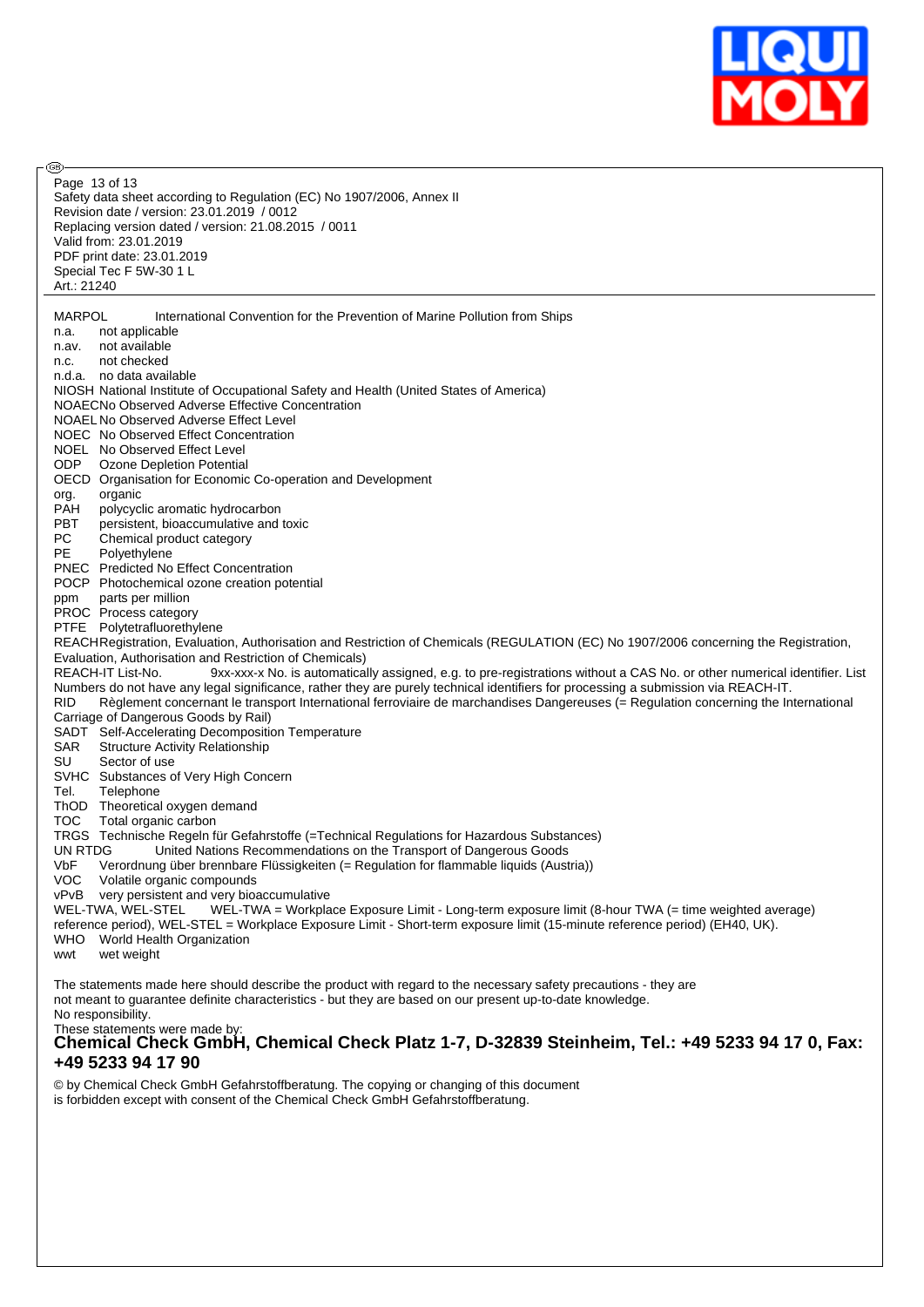MARPOL International Convention for the Prevention of Marine Pollution from Ships
n.a. not applicable
n.av. not available
n.c. not checked
n.d.a. no data available
NIOSH National Institute of Occupational Safety and Health (United States of America)
NOAEC No Observed Adverse Effective Concentration
NOAEL No Observed Adverse Effect Level
NOEC No Observed Effect Concentration
NOEL No Observed Effect Level
ODP Ozone Depletion Potential
OECD Organisation for Economic Co-operation and Development
org. organic
PAH polycyclic aromatic hydrocarbon
PBT persistent, bioaccumulative and toxic
PC Chemical product category
PE Polyethylene
PNEC Predicted No Effect Concentration
POCP Photochemical ozone creation potential
ppm parts per million
PROC Process category
PTFE Polytetrafluorethylene
REACH Registration, Evaluation, Authorisation and Restriction of Chemicals (REGULATION (EC) No 1907/2006 concerning the Registration, Evaluation, Authorisation and Restriction of Chemicals)
REACH-IT List-No. 9xx-xxx-x No. is automatically assigned, e.g. to pre-registrations without a CAS No. or other numerical identifier. List Numbers do not have any legal significance, rather they are purely technical identifiers for processing a submission via REACH-IT.
RID Règlement concernant le transport International ferroviaire de marchandises Dangereuses (= Regulation concerning the International Carriage of Dangerous Goods by Rail)
SADT Self-Accelerating Decomposition Temperature
SAR Structure Activity Relationship
SU Sector of use
SVHC Substances of Very High Concern
Tel. Telephone
ThOD Theoretical oxygen demand
TOC Total organic carbon
TRGS Technische Regeln für Gefahrstoffe (=Technical Regulations for Hazardous Substances)
UN RTDG United Nations Recommendations on the Transport of Dangerous Goods
VbF Verordnung über brennbare Flüssigkeiten (= Regulation for flammable liquids (Austria))
VOC Volatile organic compounds
vPvB very persistent and very bioaccumulative
WEL-TWA, WEL-STEL WEL-TWA = Workplace Exposure Limit - Long-term exposure limit (8-hour TWA (= time weighted average) reference period), WEL-STEL = Workplace Exposure Limit - Short-term exposure limit (15-minute reference period) (EH40, UK).
WHO World Health Organization
wwt wet weight

The statements made here should describe the product with regard to the necessary safety precautions - they are not meant to guarantee definite characteristics - but they are based on our present up-to-date knowledge.
No responsibility.
These statements were made by:

**Chemical Check GmbH, Chemical Check Platz 1-7, D-32839 Steinheim, Tel.: +49 5233 94 17 0, Fax: +49 5233 94 17 90**

© by Chemical Check GmbH Gefahrstoffberatung. The copying or changing of this document is forbidden except with consent of the Chemical Check GmbH Gefahrstoffberatung.